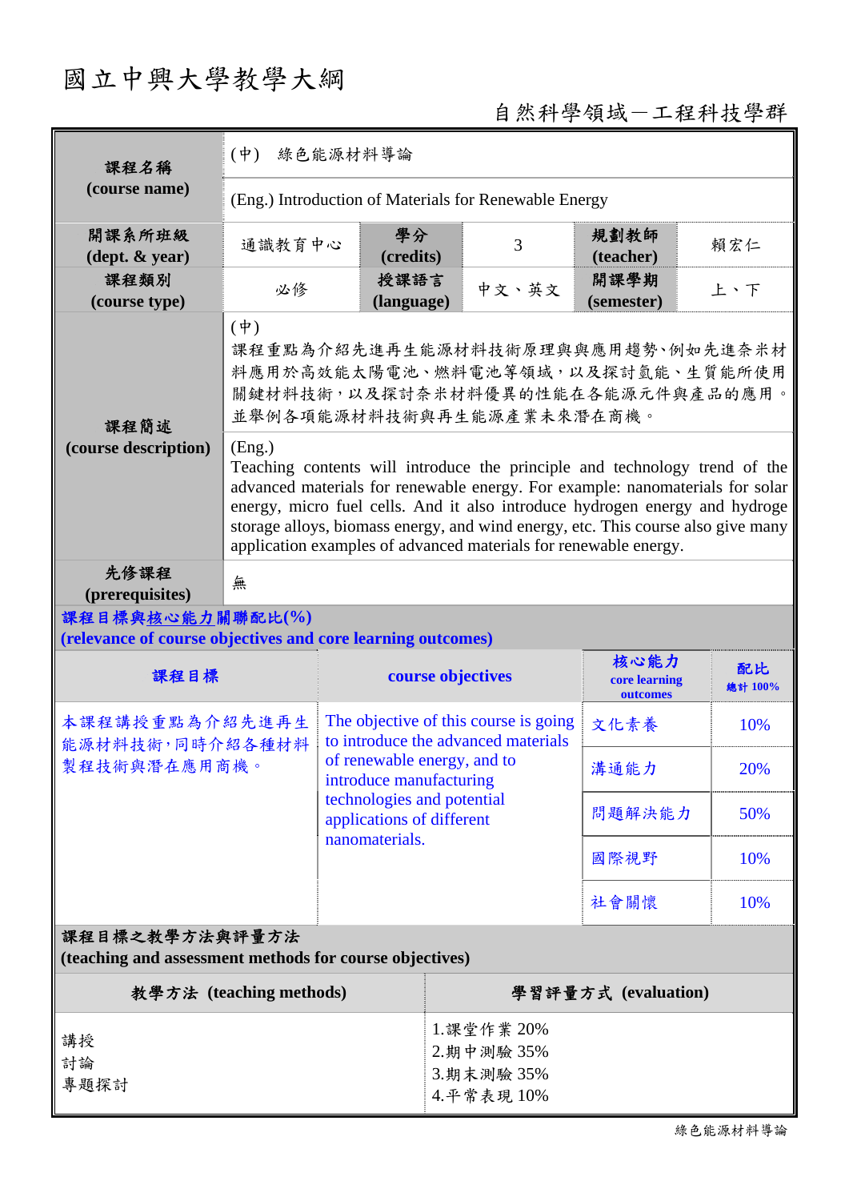# 國立中興大學教學大綱

自然科學領域－工程科技學群

| 課程名稱 (course name) | (中) 綠色能源材料導論 | | | | |
|---|---|---|---|---|---|
| | (Eng.) Introduction of Materials for Renewable Energy | | | | |
| 開課系所班級 (dept. & year) | 通識教育中心 | 學分 (credits) | 3 | 規劃教師 (teacher) | 賴宏仁 |
| 課程類別 (course type) | 必修 | 授課語言 (language) | 中文、英文 | 開課學期 (semester) | 上、下 |
| 課程簡述 (course description) | (中)<br>課程重點為介紹先進再生能源材料技術原理與與應用趨勢､例如先進奈米材料應用於高效能太陽電池、燃料電池等領域，以及探討氫能、生質能所使用關鍵材料技術，以及探討奈米材料優異的性能在各能源元件與產品的應用。並舉例各項能源材料技術與再生能源產業未來潛在商機。 | | | | |
| | (Eng.)<br>Teaching contents will introduce the principle and technology trend of the advanced materials for renewable energy. For example: nanomaterials for solar energy, micro fuel cells. And it also introduce hydrogen energy and hydroge storage alloys, biomass energy, and wind energy, etc. This course also give many application examples of advanced materials for renewable energy. | | | | |
| 先修課程 (prerequisites) | 無 | | | | |

**課程目標與核心能力關聯配比(%)**
**(relevance of course objectives and core learning outcomes)**

| 課程目標 | course objectives | 核心能力 core learning outcomes | 配比 總計 100% |
|---|---|---|---|
| 本課程講授重點為介紹先進再生能源材料技術，同時介紹各種材料製程技術與潛在應用商機。 | The objective of this course is going to introduce the advanced materials of renewable energy, and to introduce manufacturing technologies and potential applications of different nanomaterials. | 文化素養 | 10% |
| | | 溝通能力 | 20% |
| | | 問題解決能力 | 50% |
| | | 國際視野 | 10% |
| | | 社會關懷 | 10% |

**課程目標之教學方法與評量方法**
**(teaching and assessment methods for course objectives)**

| 教學方法 (teaching methods) | 學習評量方式 (evaluation) |
|---|---|
| 講授<br>討論<br>專題探討 | 1.課堂作業 20%<br>2.期中測驗 35%<br>3.期末測驗 35%<br>4.平常表現 10% |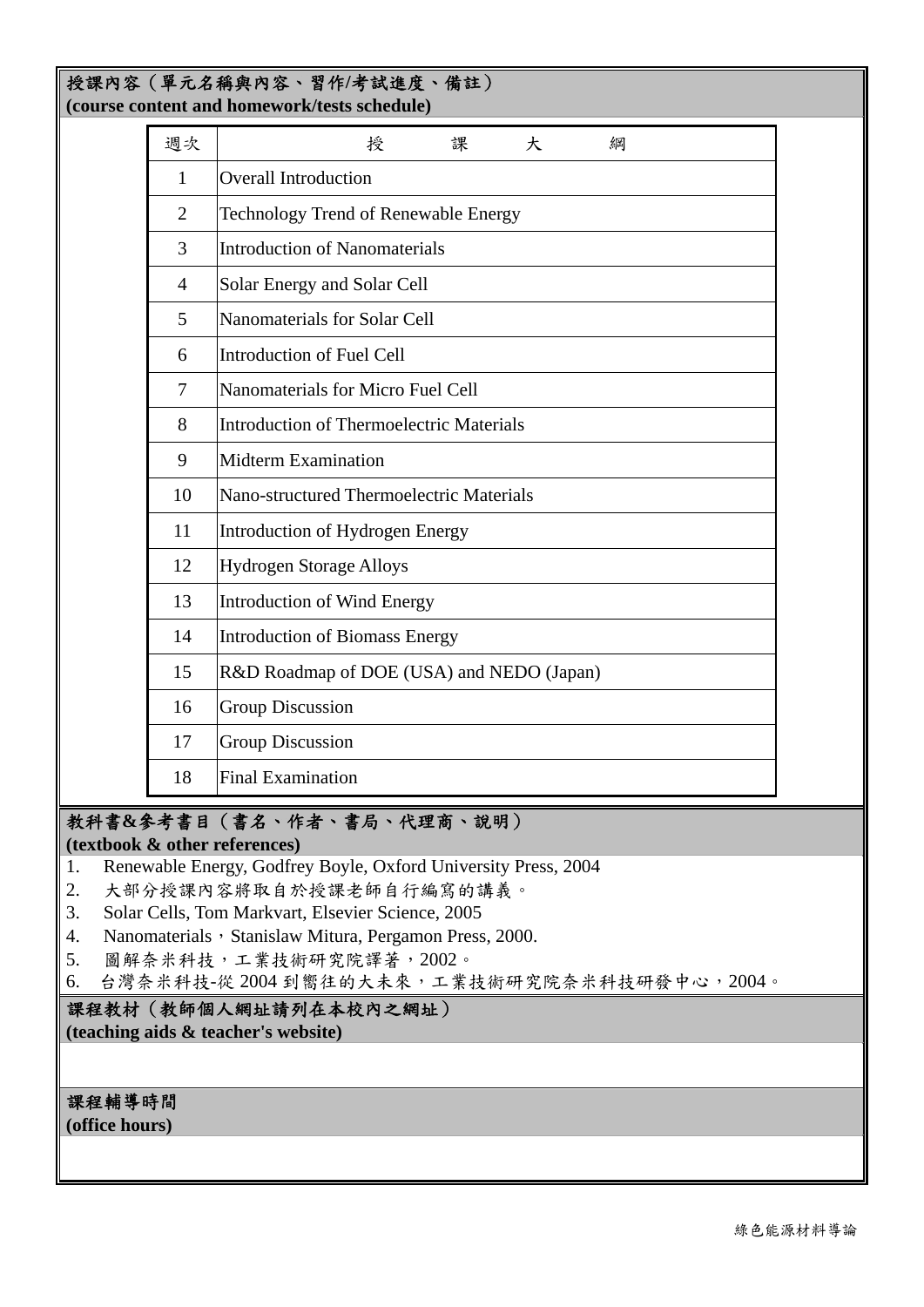## 授課內容（單元名稱與內容、習作/考試進度、備註）
**(course content and homework/tests schedule)**

| 週次 | 授　　課　　大　　綱 |
|---|---|
| 1 | Overall Introduction |
| 2 | Technology Trend of Renewable Energy |
| 3 | Introduction of Nanomaterials |
| 4 | Solar Energy and Solar Cell |
| 5 | Nanomaterials for Solar Cell |
| 6 | Introduction of Fuel Cell |
| 7 | Nanomaterials for Micro Fuel Cell |
| 8 | Introduction of Thermoelectric Materials |
| 9 | Midterm Examination |
| 10 | Nano-structured Thermoelectric Materials |
| 11 | Introduction of Hydrogen Energy |
| 12 | Hydrogen Storage Alloys |
| 13 | Introduction of Wind Energy |
| 14 | Introduction of Biomass Energy |
| 15 | R&D Roadmap of DOE (USA) and NEDO (Japan) |
| 16 | Group Discussion |
| 17 | Group Discussion |
| 18 | Final Examination |

## 教科書&參考書目（書名、作者、書局、代理商、說明）
**(textbook & other references)**

1. Renewable Energy, Godfrey Boyle, Oxford University Press, 2004
2. 大部分授課內容將取自於授課老師自行編寫的講義。
3. Solar Cells, Tom Markvart, Elsevier Science, 2005
4. Nanomaterials，Stanislaw Mitura, Pergamon Press, 2000.
5. 圖解奈米科技，工業技術研究院譯著，2002。
6. 台灣奈米科技-從 2004 到嚮往的大未來，工業技術研究院奈米科技研發中心，2004。

## 課程教材（教師個人網址請列在本校內之網址）
**(teaching aids & teacher's website)**

## 課程輔導時間
**(office hours)**